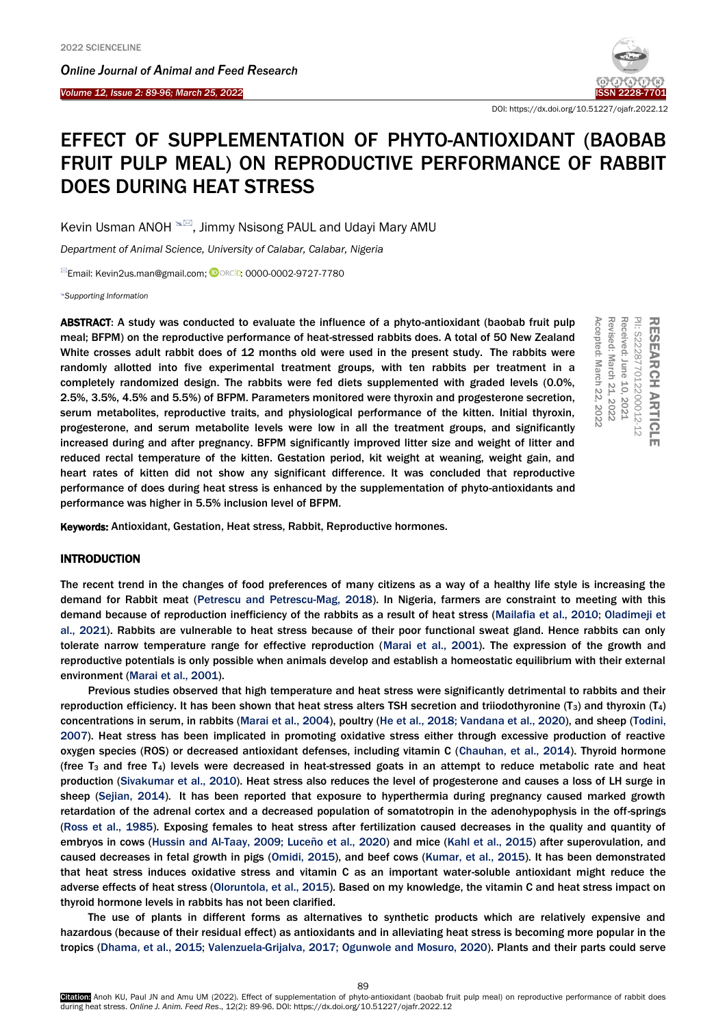DOI: https://dx.doi.org/10.51227/ojafr.2022.12

# EFFECT OF SUPPLEMENTATION OF PHYTO-ANTIOXIDANT (BAOBAB FRUIT PULP MEAL) ON REPRODUCTIVE PERFORMANCE OF RABBIT DOES DURING HEAT STRESS

Kevin Usman ANOH, Jimmy Nsisong PAUL and Udayi Mary AMU

*Department of Animal Science, University of Calabar, Calabar, Nigeria*

Email: Kevin2us.man@gmail.com; ORCID: 0000-0002-9727-7780

*Supporting Information*

RESEARCH ARTICLE
PII: S222877012200012-12
Received: June 10, 2021
Revised: March 21, 2022
Accepted: March 22, 2022

**ABSTRACT**: A study was conducted to evaluate the influence of a phyto-antioxidant (baobab fruit pulp meal; BFPM) on the reproductive performance of heat-stressed rabbits does. A total of 50 New Zealand White crosses adult rabbit does of 12 months old were used in the present study. The rabbits were randomly allotted into five experimental treatment groups, with ten rabbits per treatment in a completely randomized design. The rabbits were fed diets supplemented with graded levels (0.0%, 2.5%, 3.5%, 4.5% and 5.5%) of BFPM. Parameters monitored were thyroxin and progesterone secretion, serum metabolites, reproductive traits, and physiological performance of the kitten. Initial thyroxin, progesterone, and serum metabolite levels were low in all the treatment groups, and significantly increased during and after pregnancy. BFPM significantly improved litter size and weight of litter and reduced rectal temperature of the kitten. Gestation period, kit weight at weaning, weight gain, and heart rates of kitten did not show any significant difference. It was concluded that reproductive performance of does during heat stress is enhanced by the supplementation of phyto-antioxidants and performance was higher in 5.5% inclusion level of BFPM.

**Keywords:** Antioxidant, Gestation, Heat stress, Rabbit, Reproductive hormones.

## INTRODUCTION

The recent trend in the changes of food preferences of many citizens as a way of a healthy life style is increasing the demand for Rabbit meat (Petrescu and Petrescu-Mag, 2018). In Nigeria, farmers are constraint to meeting with this demand because of reproduction inefficiency of the rabbits as a result of heat stress (Mailafia et al., 2010; Oladimeji et al., 2021). Rabbits are vulnerable to heat stress because of their poor functional sweat gland. Hence rabbits can only tolerate narrow temperature range for effective reproduction (Marai et al., 2001). The expression of the growth and reproductive potentials is only possible when animals develop and establish a homeostatic equilibrium with their external environment (Marai et al., 2001).

Previous studies observed that high temperature and heat stress were significantly detrimental to rabbits and their reproduction efficiency. It has been shown that heat stress alters TSH secretion and triiodothyronine ($T_3$) and thyroxin ($T_4$) concentrations in serum, in rabbits (Marai et al., 2004), poultry (He et al., 2018; Vandana et al., 2020), and sheep (Todini, 2007). Heat stress has been implicated in promoting oxidative stress either through excessive production of reactive oxygen species (ROS) or decreased antioxidant defenses, including vitamin C (Chauhan, et al., 2014). Thyroid hormone (free $T_3$ and free $T_4$) levels were decreased in heat-stressed goats in an attempt to reduce metabolic rate and heat production (Sivakumar et al., 2010). Heat stress also reduces the level of progesterone and causes a loss of LH surge in sheep (Sejian, 2014). It has been reported that exposure to hyperthermia during pregnancy caused marked growth retardation of the adrenal cortex and a decreased population of somatotropin in the adenohypophysis in the off-springs (Ross et al., 1985). Exposing females to heat stress after fertilization caused decreases in the quality and quantity of embryos in cows (Hussin and Al-Taay, 2009; Luceño et al., 2020) and mice (Kahl et al., 2015) after superovulation, and caused decreases in fetal growth in pigs (Omidi, 2015), and beef cows (Kumar, et al., 2015). It has been demonstrated that heat stress induces oxidative stress and vitamin C as an important water-soluble antioxidant might reduce the adverse effects of heat stress (Oloruntola, et al., 2015). Based on my knowledge, the vitamin C and heat stress impact on thyroid hormone levels in rabbits has not been clarified.

The use of plants in different forms as alternatives to synthetic products which are relatively expensive and hazardous (because of their residual effect) as antioxidants and in alleviating heat stress is becoming more popular in the tropics (Dhama, et al., 2015; Valenzuela-Grijalva, 2017; Ogunwole and Mosuro, 2020). Plants and their parts could serve

**Citation:** Anoh KU, Paul JN and Amu UM (2022). Effect of supplementation of phyto-antioxidant (baobab fruit pulp meal) on reproductive performance of rabbit does during heat stress. *Online J. Anim. Feed Res.*, 12(2): 89-96. DOI: https://dx.doi.org/10.51227/ojafr.2022.12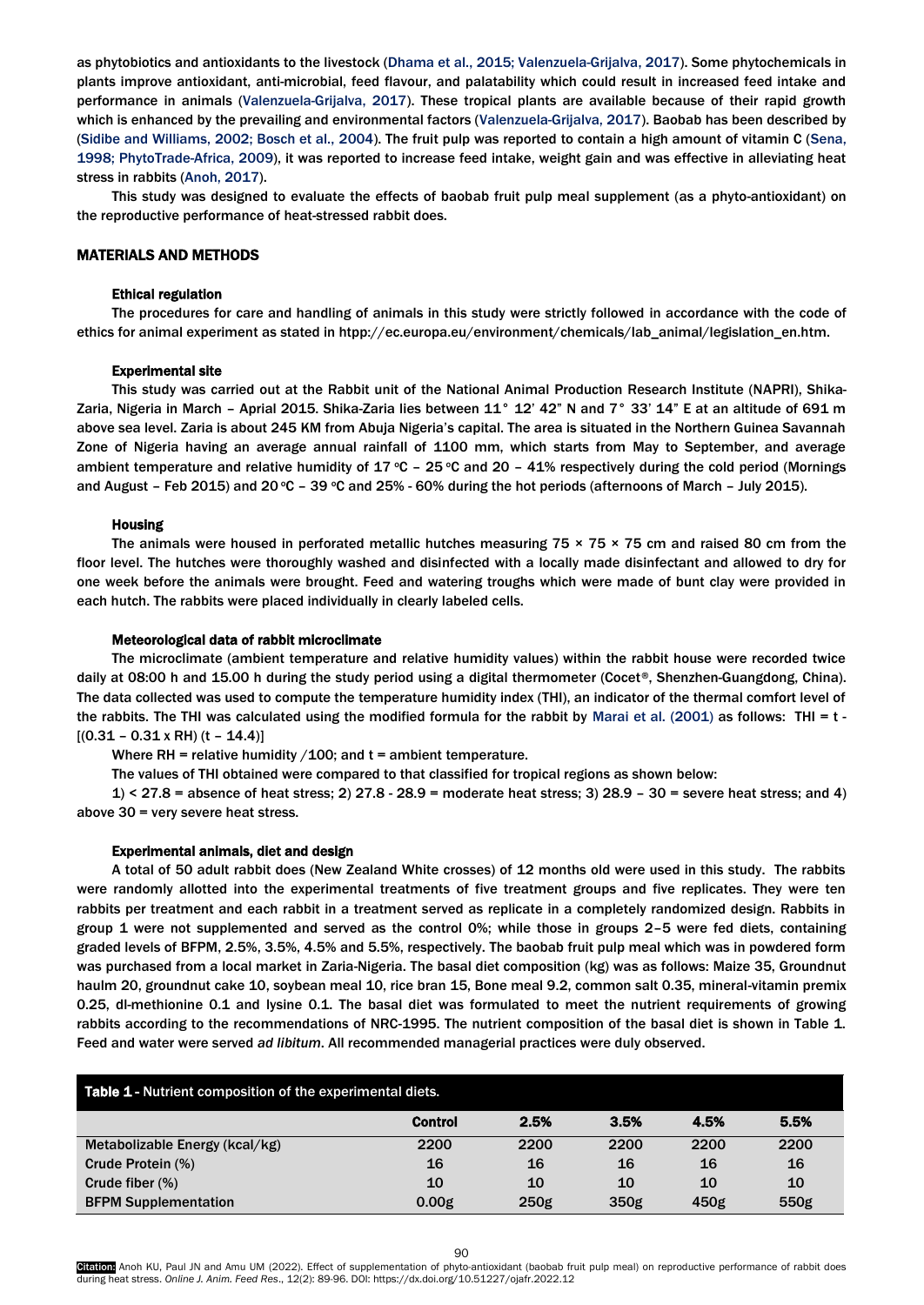as phytobiotics and antioxidants to the livestock (Dhama et al., 2015; Valenzuela-Grijalva, 2017). Some phytochemicals in plants improve antioxidant, anti-microbial, feed flavour, and palatability which could result in increased feed intake and performance in animals (Valenzuela-Grijalva, 2017). These tropical plants are available because of their rapid growth which is enhanced by the prevailing and environmental factors (Valenzuela-Grijalva, 2017). Baobab has been described by (Sidibe and Williams, 2002; Bosch et al., 2004). The fruit pulp was reported to contain a high amount of vitamin C (Sena, 1998; PhytoTrade-Africa, 2009), it was reported to increase feed intake, weight gain and was effective in alleviating heat stress in rabbits (Anoh, 2017).

This study was designed to evaluate the effects of baobab fruit pulp meal supplement (as a phyto-antioxidant) on the reproductive performance of heat-stressed rabbit does.

## MATERIALS AND METHODS

### Ethical regulation

The procedures for care and handling of animals in this study were strictly followed in accordance with the code of ethics for animal experiment as stated in htpp://ec.europa.eu/environment/chemicals/lab_animal/legislation_en.htm.

### Experimental site

This study was carried out at the Rabbit unit of the National Animal Production Research Institute (NAPRI), Shika-Zaria, Nigeria in March – Aprial 2015. Shika-Zaria lies between 11° 12' 42" N and 7° 33' 14" E at an altitude of 691 m above sea level. Zaria is about 245 KM from Abuja Nigeria's capital. The area is situated in the Northern Guinea Savannah Zone of Nigeria having an average annual rainfall of 1100 mm, which starts from May to September, and average ambient temperature and relative humidity of 17 °C – 25 °C and 20 – 41% respectively during the cold period (Mornings and August – Feb 2015) and 20 °C – 39 °C and 25% - 60% during the hot periods (afternoons of March – July 2015).

### Housing

The animals were housed in perforated metallic hutches measuring 75 × 75 × 75 cm and raised 80 cm from the floor level. The hutches were thoroughly washed and disinfected with a locally made disinfectant and allowed to dry for one week before the animals were brought. Feed and watering troughs which were made of bunt clay were provided in each hutch. The rabbits were placed individually in clearly labeled cells.

### Meteorological data of rabbit microclimate

The microclimate (ambient temperature and relative humidity values) within the rabbit house were recorded twice daily at 08:00 h and 15.00 h during the study period using a digital thermometer (Cocet®, Shenzhen-Guangdong, China). The data collected was used to compute the temperature humidity index (THI), an indicator of the thermal comfort level of the rabbits. The THI was calculated using the modified formula for the rabbit by Marai et al. (2001) as follows: $THI = t - [(0.31 - 0.31 \times RH)(t - 14.4)]$

Where RH = relative humidity /100; and t = ambient temperature.

The values of THI obtained were compared to that classified for tropical regions as shown below:

1) < 27.8 = absence of heat stress; 2) 27.8 - 28.9 = moderate heat stress; 3) 28.9 – 30 = severe heat stress; and 4) above 30 = very severe heat stress.

### Experimental animals, diet and design

A total of 50 adult rabbit does (New Zealand White crosses) of 12 months old were used in this study. The rabbits were randomly allotted into the experimental treatments of five treatment groups and five replicates. They were ten rabbits per treatment and each rabbit in a treatment served as replicate in a completely randomized design. Rabbits in group 1 were not supplemented and served as the control 0%; while those in groups 2–5 were fed diets, containing graded levels of BFPM, 2.5%, 3.5%, 4.5% and 5.5%, respectively. The baobab fruit pulp meal which was in powdered form was purchased from a local market in Zaria-Nigeria. The basal diet composition (kg) was as follows: Maize 35, Groundnut haulm 20, groundnut cake 10, soybean meal 10, rice bran 15, Bone meal 9.2, common salt 0.35, mineral-vitamin premix 0.25, dl-methionine 0.1 and lysine 0.1. The basal diet was formulated to meet the nutrient requirements of growing rabbits according to the recommendations of NRC-1995. The nutrient composition of the basal diet is shown in Table 1. Feed and water were served *ad libitum*. All recommended managerial practices were duly observed.

**Table 1** - Nutrient composition of the experimental diets.

| | Control | 2.5% | 3.5% | 4.5% | 5.5% |
|---|---|---|---|---|---|
| Metabolizable Energy (kcal/kg) | 2200 | 2200 | 2200 | 2200 | 2200 |
| Crude Protein (%) | 16 | 16 | 16 | 16 | 16 |
| Crude fiber (%) | 10 | 10 | 10 | 10 | 10 |
| BFPM Supplementation | 0.00g | 250g | 350g | 450g | 550g |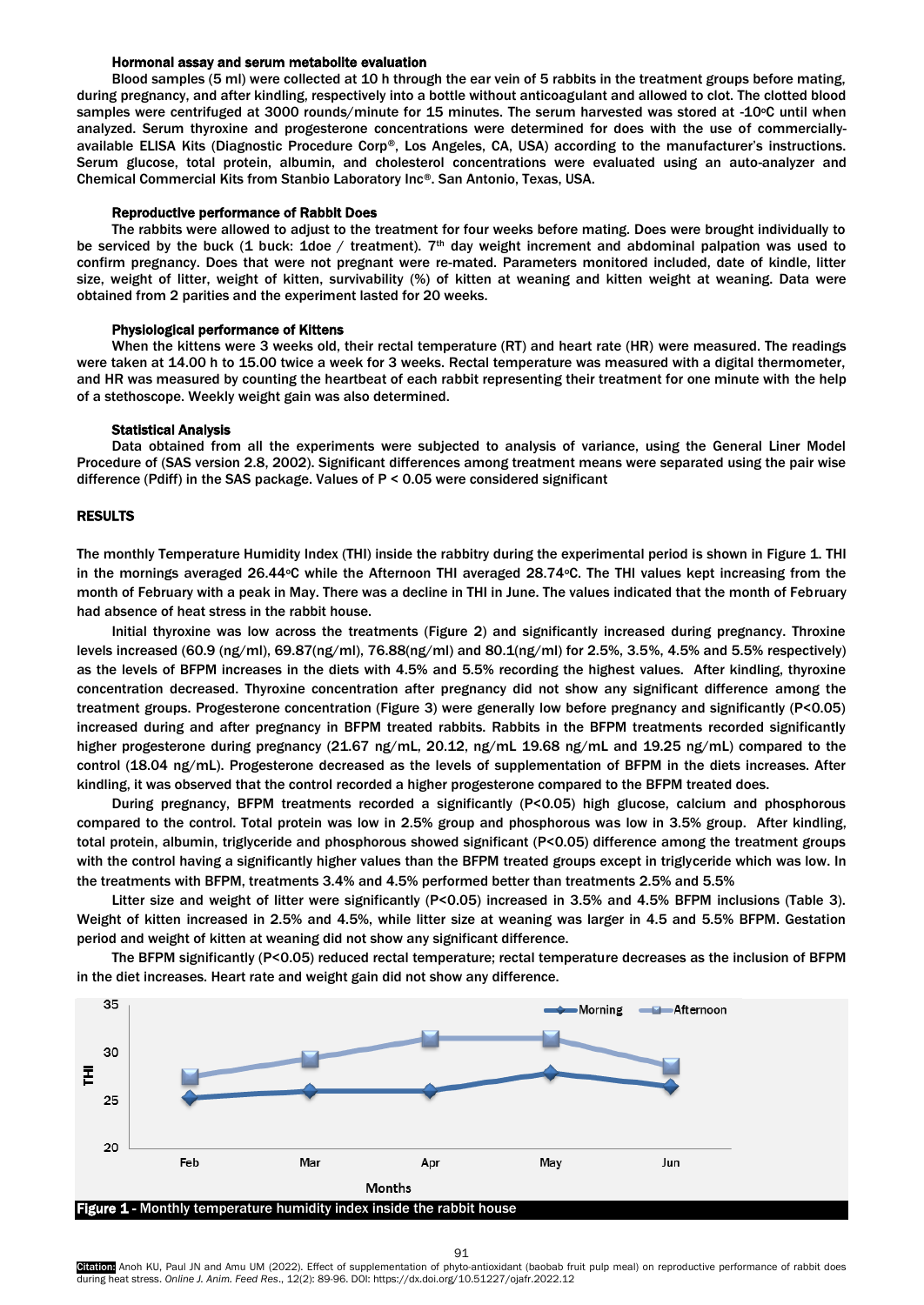### Hormonal assay and serum metabolite evaluation

Blood samples (5 ml) were collected at 10 h through the ear vein of 5 rabbits in the treatment groups before mating, during pregnancy, and after kindling, respectively into a bottle without anticoagulant and allowed to clot. The clotted blood samples were centrifuged at 3000 rounds/minute for 15 minutes. The serum harvested was stored at -10°C until when analyzed. Serum thyroxine and progesterone concentrations were determined for does with the use of commercially-available ELISA Kits (Diagnostic Procedure Corp®, Los Angeles, CA, USA) according to the manufacturer's instructions. Serum glucose, total protein, albumin, and cholesterol concentrations were evaluated using an auto-analyzer and Chemical Commercial Kits from Stanbio Laboratory Inc®. San Antonio, Texas, USA.

### Reproductive performance of Rabbit Does

The rabbits were allowed to adjust to the treatment for four weeks before mating. Does were brought individually to be serviced by the buck (1 buck: 1doe / treatment). 7th day weight increment and abdominal palpation was used to confirm pregnancy. Does that were not pregnant were re-mated. Parameters monitored included, date of kindle, litter size, weight of litter, weight of kitten, survivability (%) of kitten at weaning and kitten weight at weaning. Data were obtained from 2 parities and the experiment lasted for 20 weeks.

### Physiological performance of Kittens

When the kittens were 3 weeks old, their rectal temperature (RT) and heart rate (HR) were measured. The readings were taken at 14.00 h to 15.00 twice a week for 3 weeks. Rectal temperature was measured with a digital thermometer, and HR was measured by counting the heartbeat of each rabbit representing their treatment for one minute with the help of a stethoscope. Weekly weight gain was also determined.

### Statistical Analysis

Data obtained from all the experiments were subjected to analysis of variance, using the General Liner Model Procedure of (SAS version 2.8, 2002). Significant differences among treatment means were separated using the pair wise difference (Pdiff) in the SAS package. Values of P < 0.05 were considered significant

## RESULTS

The monthly Temperature Humidity Index (THI) inside the rabbitry during the experimental period is shown in Figure 1. THI in the mornings averaged 26.44°C while the Afternoon THI averaged 28.74°C. The THI values kept increasing from the month of February with a peak in May. There was a decline in THI in June. The values indicated that the month of February had absence of heat stress in the rabbit house.

Initial thyroxine was low across the treatments (Figure 2) and significantly increased during pregnancy. Throxine levels increased (60.9 (ng/ml), 69.87(ng/ml), 76.88(ng/ml) and 80.1(ng/ml) for 2.5%, 3.5%, 4.5% and 5.5% respectively) as the levels of BFPM increases in the diets with 4.5% and 5.5% recording the highest values. After kindling, thyroxine concentration decreased. Thyroxine concentration after pregnancy did not show any significant difference among the treatment groups. Progesterone concentration (Figure 3) were generally low before pregnancy and significantly (P<0.05) increased during and after pregnancy in BFPM treated rabbits. Rabbits in the BFPM treatments recorded significantly higher progesterone during pregnancy (21.67 ng/mL, 20.12, ng/mL 19.68 ng/mL and 19.25 ng/mL) compared to the control (18.04 ng/mL). Progesterone decreased as the levels of supplementation of BFPM in the diets increases. After kindling, it was observed that the control recorded a higher progesterone compared to the BFPM treated does.

During pregnancy, BFPM treatments recorded a significantly (P<0.05) high glucose, calcium and phosphorous compared to the control. Total protein was low in 2.5% group and phosphorous was low in 3.5% group. After kindling, total protein, albumin, triglyceride and phosphorous showed significant (P<0.05) difference among the treatment groups with the control having a significantly higher values than the BFPM treated groups except in triglyceride which was low. In the treatments with BFPM, treatments 3.4% and 4.5% performed better than treatments 2.5% and 5.5%

Litter size and weight of litter were significantly (P<0.05) increased in 3.5% and 4.5% BFPM inclusions (Table 3). Weight of kitten increased in 2.5% and 4.5%, while litter size at weaning was larger in 4.5 and 5.5% BFPM. Gestation period and weight of kitten at weaning did not show any significant difference.

The BFPM significantly (P<0.05) reduced rectal temperature; rectal temperature decreases as the inclusion of BFPM in the diet increases. Heart rate and weight gain did not show any difference.

**Figure 1** - Monthly temperature humidity index inside the rabbit house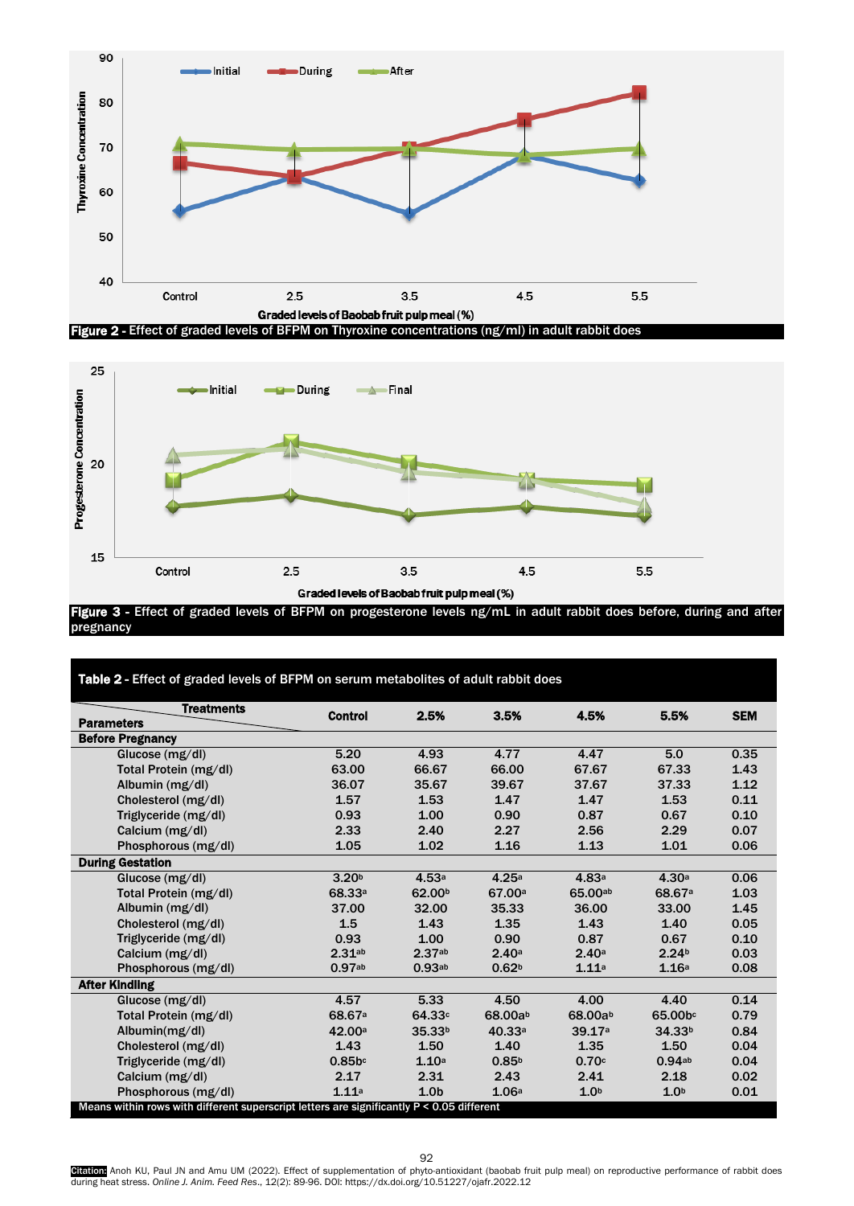Figure 2 - Effect of graded levels of BFPM on Thyroxine concentrations (ng/ml) in adult rabbit does

Figure 3 - Effect of graded levels of BFPM on progesterone levels ng/mL in adult rabbit does before, during and after pregnancy

**Table 2 -** Effect of graded levels of BFPM on serum metabolites of adult rabbit does

| Parameters \ Treatments | Control | 2.5% | 3.5% | 4.5% | 5.5% | SEM |
|---|---|---|---|---|---|---|
| **Before Pregnancy** | | | | | | |
| Glucose (mg/dl) | 5.20 | 4.93 | 4.77 | 4.47 | 5.0 | 0.35 |
| Total Protein (mg/dl) | 63.00 | 66.67 | 66.00 | 67.67 | 67.33 | 1.43 |
| Albumin (mg/dl) | 36.07 | 35.67 | 39.67 | 37.67 | 37.33 | 1.12 |
| Cholesterol (mg/dl) | 1.57 | 1.53 | 1.47 | 1.47 | 1.53 | 0.11 |
| Triglyceride (mg/dl) | 0.93 | 1.00 | 0.90 | 0.87 | 0.67 | 0.10 |
| Calcium (mg/dl) | 2.33 | 2.40 | 2.27 | 2.56 | 2.29 | 0.07 |
| Phosphorous (mg/dl) | 1.05 | 1.02 | 1.16 | 1.13 | 1.01 | 0.06 |
| **During Gestation** | | | | | | |
| Glucose (mg/dl) | $3.20^{b}$ | $4.53^{a}$ | $4.25^{a}$ | $4.83^{a}$ | $4.30^{a}$ | 0.06 |
| Total Protein (mg/dl) | $68.33^{a}$ | $62.00^{b}$ | $67.00^{a}$ | $65.00^{ab}$ | $68.67^{a}$ | 1.03 |
| Albumin (mg/dl) | 37.00 | 32.00 | 35.33 | 36.00 | 33.00 | 1.45 |
| Cholesterol (mg/dl) | 1.5 | 1.43 | 1.35 | 1.43 | 1.40 | 0.05 |
| Triglyceride (mg/dl) | 0.93 | 1.00 | 0.90 | 0.87 | 0.67 | 0.10 |
| Calcium (mg/dl) | $2.31^{ab}$ | $2.37^{ab}$ | $2.40^{a}$ | $2.40^{a}$ | $2.24^{b}$ | 0.03 |
| Phosphorous (mg/dl) | $0.97^{ab}$ | $0.93^{ab}$ | $0.62^{b}$ | $1.11^{a}$ | $1.16^{a}$ | 0.08 |
| **After Kindling** | | | | | | |
| Glucose (mg/dl) | 4.57 | 5.33 | 4.50 | 4.00 | 4.40 | 0.14 |
| Total Protein (mg/dl) | $68.67^{a}$ | $64.33^{c}$ | $68.00^{ab}$ | $68.00^{ab}$ | $65.00^{bc}$ | 0.79 |
| Albumin(mg/dl) | $42.00^{a}$ | $35.33^{b}$ | $40.33^{a}$ | $39.17^{a}$ | $34.33^{b}$ | 0.84 |
| Cholesterol (mg/dl) | 1.43 | 1.50 | 1.40 | 1.35 | 1.50 | 0.04 |
| Triglyceride (mg/dl) | $0.85^{bc}$ | $1.10^{a}$ | $0.85^{b}$ | $0.70^{c}$ | $0.94^{ab}$ | 0.04 |
| Calcium (mg/dl) | 2.17 | 2.31 | 2.43 | 2.41 | 2.18 | 0.02 |
| Phosphorous (mg/dl) | $1.11^{a}$ | 1.0b | $1.06^{a}$ | $1.0^{b}$ | $1.0^{b}$ | 0.01 |

Means within rows with different superscript letters are significantly $P < 0.05$ different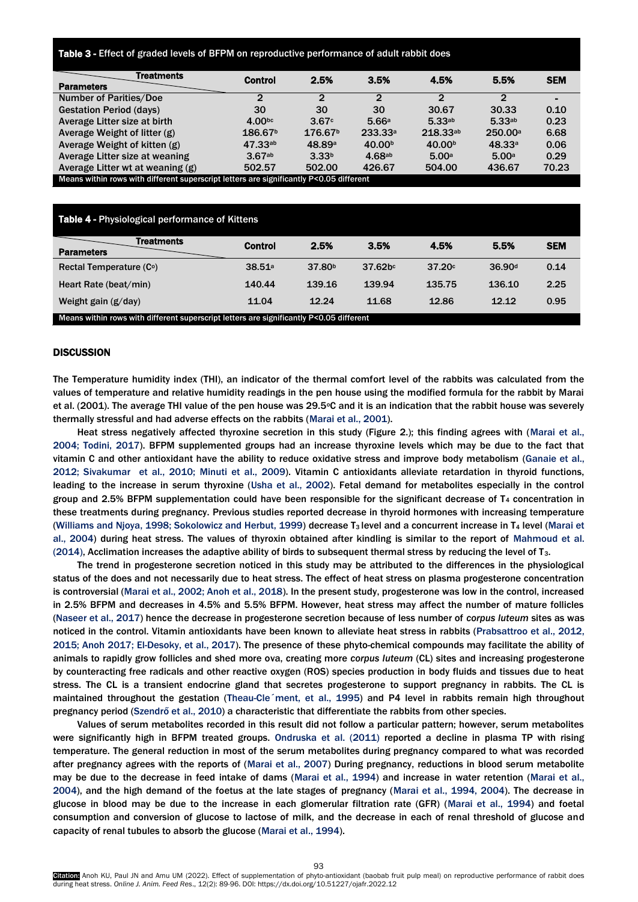**Table 3 - Effect of graded levels of BFPM on reproductive performance of adult rabbit does**

| Parameters \ Treatments | Control | 2.5% | 3.5% | 4.5% | 5.5% | SEM |
|---|---|---|---|---|---|---|
| Number of Parities/Doe | 2 | 2 | 2 | 2 | 2 | - |
| Gestation Period (days) | 30 | 30 | 30 | 30.67 | 30.33 | 0.10 |
| Average Litter size at birth | 4.00[bc] | 3.67[c] | 5.66[a] | 5.33[ab] | 5.33[ab] | 0.23 |
| Average Weight of litter (g) | 186.67[b] | 176.67[b] | 233.33[a] | 218.33[ab] | 250.00[a] | 6.68 |
| Average Weight of kitten (g) | 47.33[ab] | 48.89[a] | 40.00[b] | 40.00[b] | 48.33[a] | 0.06 |
| Average Litter size at weaning | 3.67[ab] | 3.33[b] | 4.68[ab] | 5.00[a] | 5.00[a] | 0.29 |
| Average Litter wt at weaning (g) | 502.57 | 502.00 | 426.67 | 504.00 | 436.67 | 70.23 |

Means within rows with different superscript letters are significantly P<0.05 different

**Table 4 - Physiological performance of Kittens**

| Parameters \ Treatments | Control | 2.5% | 3.5% | 4.5% | 5.5% | SEM |
|---|---|---|---|---|---|---|
| Rectal Temperature (C°) | 38.51[a] | 37.80[b] | 37.62[bc] | 37.20[c] | 36.90[d] | 0.14 |
| Heart Rate (beat/min) | 140.44 | 139.16 | 139.94 | 135.75 | 136.10 | 2.25 |
| Weight gain (g/day) | 11.04 | 12.24 | 11.68 | 12.86 | 12.12 | 0.95 |

Means within rows with different superscript letters are significantly P<0.05 different

## DISCUSSION

The Temperature humidity index (THI), an indicator of the thermal comfort level of the rabbits was calculated from the values of temperature and relative humidity readings in the pen house using the modified formula for the rabbit by Marai et al. (2001). The average THI value of the pen house was 29.5°C and it is an indication that the rabbit house was severely thermally stressful and had adverse effects on the rabbits (Marai et al., 2001).

Heat stress negatively affected thyroxine secretion in this study (Figure 2.); this finding agrees with (Marai et al., 2004; Todini, 2017). BFPM supplemented groups had an increase thyroxine levels which may be due to the fact that vitamin C and other antioxidant have the ability to reduce oxidative stress and improve body metabolism (Ganaie et al., 2012; Sivakumar et al., 2010; Minuti et al., 2009). Vitamin C antioxidants alleviate retardation in thyroid functions, leading to the increase in serum thyroxine (Usha et al., 2002). Fetal demand for metabolites especially in the control group and 2.5% BFPM supplementation could have been responsible for the significant decrease of $T_4$ concentration in these treatments during pregnancy. Previous studies reported decrease in thyroid hormones with increasing temperature (Williams and Njoya, 1998; Sokolowicz and Herbut, 1999) decrease $T_3$ level and a concurrent increase in $T_4$ level (Marai et al., 2004) during heat stress. The values of thyroxin obtained after kindling is similar to the report of Mahmoud et al. (2014), Acclimation increases the adaptive ability of birds to subsequent thermal stress by reducing the level of $T_3$.

The trend in progesterone secretion noticed in this study may be attributed to the differences in the physiological status of the does and not necessarily due to heat stress. The effect of heat stress on plasma progesterone concentration is controversial (Marai et al., 2002; Anoh et al., 2018). In the present study, progesterone was low in the control, increased in 2.5% BFPM and decreases in 4.5% and 5.5% BFPM. However, heat stress may affect the number of mature follicles (Naseer et al., 2017) hence the decrease in progesterone secretion because of less number of *corpus luteum* sites as was noticed in the control. Vitamin antioxidants have been known to alleviate heat stress in rabbits (Prabsattroo et al., 2012, 2015; Anoh 2017; El-Desoky, et al., 2017). The presence of these phyto-chemical compounds may facilitate the ability of animals to rapidly grow follicles and shed more ova, creating more *corpus luteum* (CL) sites and increasing progesterone by counteracting free radicals and other reactive oxygen (ROS) species production in body fluids and tissues due to heat stress. The CL is a transient endocrine gland that secretes progesterone to support pregnancy in rabbits. The CL is maintained throughout the gestation (Theau-Cle´ment, et al., 1995) and P4 level in rabbits remain high throughout pregnancy period (Szendrő et al., 2010) a characteristic that differentiate the rabbits from other species.

Values of serum metabolites recorded in this result did not follow a particular pattern; however, serum metabolites were significantly high in BFPM treated groups. Ondruska et al. (2011) reported a decline in plasma TP with rising temperature. The general reduction in most of the serum metabolites during pregnancy compared to what was recorded after pregnancy agrees with the reports of (Marai et al., 2007) During pregnancy, reductions in blood serum metabolite may be due to the decrease in feed intake of dams (Marai et al., 1994) and increase in water retention (Marai et al., 2004), and the high demand of the foetus at the late stages of pregnancy (Marai et al., 1994, 2004). The decrease in glucose in blood may be due to the increase in each glomerular filtration rate (GFR) (Marai et al., 1994) and foetal consumption and conversion of glucose to lactose of milk, and the decrease in each of renal threshold of glucose and capacity of renal tubules to absorb the glucose (Marai et al., 1994).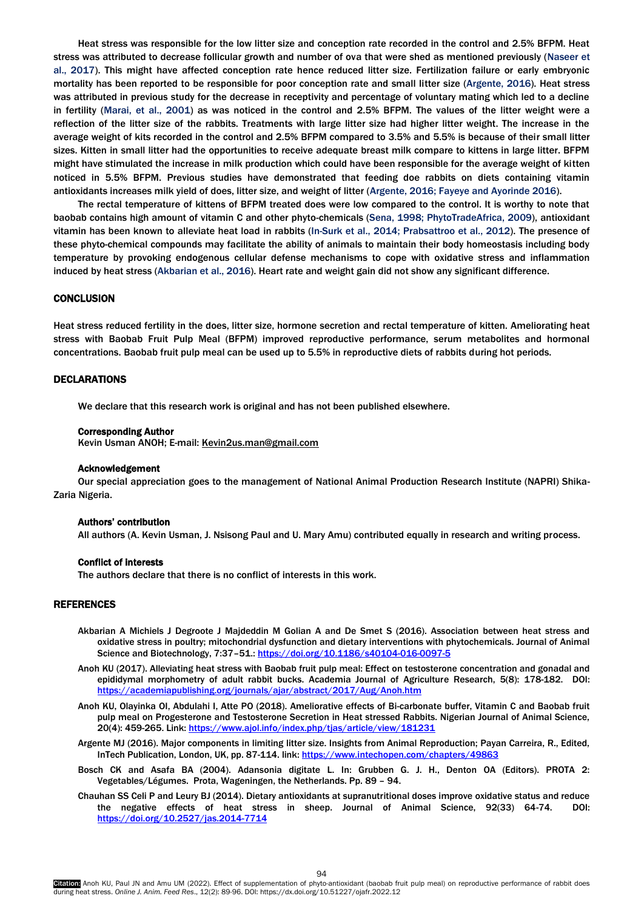Heat stress was responsible for the low litter size and conception rate recorded in the control and 2.5% BFPM. Heat stress was attributed to decrease follicular growth and number of ova that were shed as mentioned previously (Naseer et al., 2017). This might have affected conception rate hence reduced litter size. Fertilization failure or early embryonic mortality has been reported to be responsible for poor conception rate and small litter size (Argente, 2016). Heat stress was attributed in previous study for the decrease in receptivity and percentage of voluntary mating which led to a decline in fertility (Marai, et al., 2001) as was noticed in the control and 2.5% BFPM. The values of the litter weight were a reflection of the litter size of the rabbits. Treatments with large litter size had higher litter weight. The increase in the average weight of kits recorded in the control and 2.5% BFPM compared to 3.5% and 5.5% is because of their small litter sizes. Kitten in small litter had the opportunities to receive adequate breast milk compare to kittens in large litter. BFPM might have stimulated the increase in milk production which could have been responsible for the average weight of kitten noticed in 5.5% BFPM. Previous studies have demonstrated that feeding doe rabbits on diets containing vitamin antioxidants increases milk yield of does, litter size, and weight of litter (Argente, 2016; Fayeye and Ayorinde 2016).

The rectal temperature of kittens of BFPM treated does were low compared to the control. It is worthy to note that baobab contains high amount of vitamin C and other phyto-chemicals (Sena, 1998; PhytoTradeAfrica, 2009), antioxidant vitamin has been known to alleviate heat load in rabbits (In-Surk et al., 2014; Prabsattroo et al., 2012). The presence of these phyto-chemical compounds may facilitate the ability of animals to maintain their body homeostasis including body temperature by provoking endogenous cellular defense mechanisms to cope with oxidative stress and inflammation induced by heat stress (Akbarian et al., 2016). Heart rate and weight gain did not show any significant difference.

## CONCLUSION

Heat stress reduced fertility in the does, litter size, hormone secretion and rectal temperature of kitten. Ameliorating heat stress with Baobab Fruit Pulp Meal (BFPM) improved reproductive performance, serum metabolites and hormonal concentrations. Baobab fruit pulp meal can be used up to 5.5% in reproductive diets of rabbits during hot periods.

## DECLARATIONS

We declare that this research work is original and has not been published elsewhere.

### Corresponding Author

Kevin Usman ANOH; E-mail: Kevin2us.man@gmail.com

### Acknowledgement

Our special appreciation goes to the management of National Animal Production Research Institute (NAPRI) Shika-Zaria Nigeria.

### Authors' contribution

All authors (A. Kevin Usman, J. Nsisong Paul and U. Mary Amu) contributed equally in research and writing process.

### Conflict of interests

The authors declare that there is no conflict of interests in this work.

## REFERENCES

- Akbarian A Michiels J Degroote J Majdeddin M Golian A and De Smet S (2016). Association between heat stress and oxidative stress in poultry; mitochondrial dysfunction and dietary interventions with phytochemicals. Journal of Animal Science and Biotechnology, 7:37–51.: https://doi.org/10.1186/s40104-016-0097-5
- Anoh KU (2017). Alleviating heat stress with Baobab fruit pulp meal: Effect on testosterone concentration and gonadal and epididymal morphometry of adult rabbit bucks. Academia Journal of Agriculture Research, 5(8): 178-182. DOI: https://academiapublishing.org/journals/ajar/abstract/2017/Aug/Anoh.htm
- Anoh KU, Olayinka OI, Abdulahi I, Atte PO (2018). Ameliorative effects of Bi-carbonate buffer, Vitamin C and Baobab fruit pulp meal on Progesterone and Testosterone Secretion in Heat stressed Rabbits. Nigerian Journal of Animal Science, 20(4): 459-265. Link: https://www.ajol.info/index.php/tjas/article/view/181231
- Argente MJ (2016). Major components in limiting litter size. Insights from Animal Reproduction; Payan Carreira, R., Edited, InTech Publication, London, UK, pp. 87-114. link: https://www.intechopen.com/chapters/49863
- Bosch CK and Asafa BA (2004). Adansonia digitate L. In: Grubben G. J. H., Denton OA (Editors). PROTA 2: Vegetables/Légumes. Prota, Wageningen, the Netherlands. Pp. 89 – 94.
- Chauhan SS Celi P and Leury BJ (2014). Dietary antioxidants at supranutritional doses improve oxidative status and reduce the negative effects of heat stress in sheep. Journal of Animal Science, 92(33) 64-74. DOI: https://doi.org/10.2527/jas.2014-7714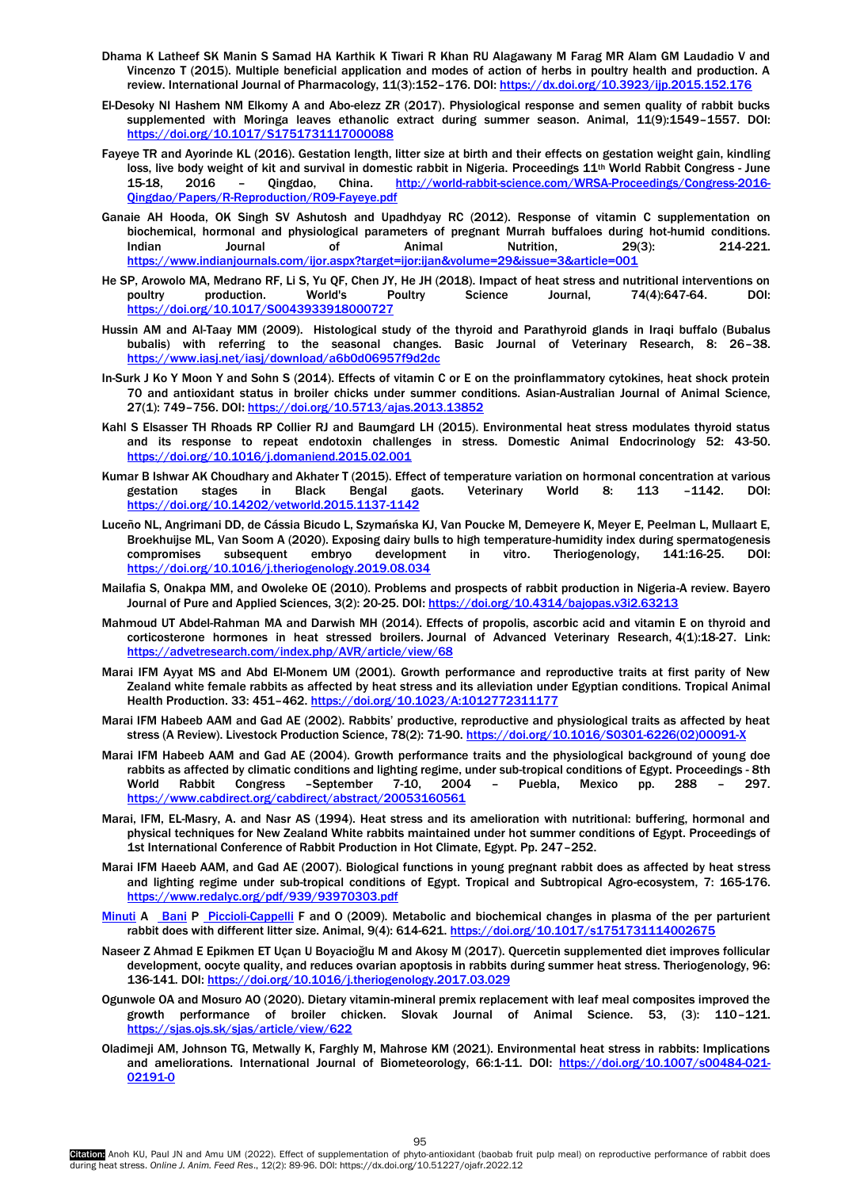Dhama K Latheef SK Manin S Samad HA Karthik K Tiwari R Khan RU Alagawany M Farag MR Alam GM Laudadio V and Vincenzo T (2015). Multiple beneficial application and modes of action of herbs in poultry health and production. A review. International Journal of Pharmacology, 11(3):152–176. DOI: https://dx.doi.org/10.3923/ijp.2015.152.176

El-Desoky NI Hashem NM Elkomy A and Abo-elezz ZR (2017). Physiological response and semen quality of rabbit bucks supplemented with Moringa leaves ethanolic extract during summer season. Animal, 11(9):1549–1557. DOI: https://doi.org/10.1017/S1751731117000088

Fayeye TR and Ayorinde KL (2016). Gestation length, litter size at birth and their effects on gestation weight gain, kindling loss, live body weight of kit and survival in domestic rabbit in Nigeria. Proceedings 11th World Rabbit Congress - June 15-18, 2016 – Qingdao, China. http://world-rabbit-science.com/WRSA-Proceedings/Congress-2016-Qingdao/Papers/R-Reproduction/R09-Fayeye.pdf

Ganaie AH Hooda, OK Singh SV Ashutosh and Upadhdyay RC (2012). Response of vitamin C supplementation on biochemical, hormonal and physiological parameters of pregnant Murrah buffaloes during hot-humid conditions. Indian Journal of Animal Nutrition, 29(3): 214-221. https://www.indianjournals.com/ijor.aspx?target=ijor:ijan&volume=29&issue=3&article=001

He SP, Arowolo MA, Medrano RF, Li S, Yu QF, Chen JY, He JH (2018). Impact of heat stress and nutritional interventions on poultry production. World's Poultry Science Journal, 74(4):647-64. DOI: https://doi.org/10.1017/S0043933918000727

Hussin AM and Al-Taay MM (2009). Histological study of the thyroid and Parathyroid glands in Iraqi buffalo (Bubalus bubalis) with referring to the seasonal changes. Basic Journal of Veterinary Research, 8: 26–38. https://www.iasj.net/iasj/download/a6b0d06957f9d2dc

In-Surk J Ko Y Moon Y and Sohn S (2014). Effects of vitamin C or E on the proinflammatory cytokines, heat shock protein 70 and antioxidant status in broiler chicks under summer conditions. Asian-Australian Journal of Animal Science, 27(1): 749–756. DOI: https://doi.org/10.5713/ajas.2013.13852

Kahl S Elsasser TH Rhoads RP Collier RJ and Baumgard LH (2015). Environmental heat stress modulates thyroid status and its response to repeat endotoxin challenges in stress. Domestic Animal Endocrinology 52: 43-50. https://doi.org/10.1016/j.domaniend.2015.02.001

Kumar B Ishwar AK Choudhary and Akhater T (2015). Effect of temperature variation on hormonal concentration at various gestation stages in Black Bengal gaots. Veterinary World 8: 113 –1142. DOI: https://doi.org/10.14202/vetworld.2015.1137-1142

Luceño NL, Angrimani DD, de Cássia Bicudo L, Szymańska KJ, Van Poucke M, Demeyere K, Meyer E, Peelman L, Mullaart E, Broekhuijse ML, Van Soom A (2020). Exposing dairy bulls to high temperature-humidity index during spermatogenesis compromises subsequent embryo development in vitro. Theriogenology, 141:16-25. DOI: https://doi.org/10.1016/j.theriogenology.2019.08.034

Mailafia S, Onakpa MM, and Owoleke OE (2010). Problems and prospects of rabbit production in Nigeria-A review. Bayero Journal of Pure and Applied Sciences, 3(2): 20-25. DOI: https://doi.org/10.4314/bajopas.v3i2.63213

Mahmoud UT Abdel-Rahman MA and Darwish MH (2014). Effects of propolis, ascorbic acid and vitamin E on thyroid and corticosterone hormones in heat stressed broilers. Journal of Advanced Veterinary Research, 4(1):18-27. Link: https://advetresearch.com/index.php/AVR/article/view/68

Marai IFM Ayyat MS and Abd El-Monem UM (2001). Growth performance and reproductive traits at first parity of New Zealand white female rabbits as affected by heat stress and its alleviation under Egyptian conditions. Tropical Animal Health Production. 33: 451–462. https://doi.org/10.1023/A:1012772311177

Marai IFM Habeeb AAM and Gad AE (2002). Rabbits' productive, reproductive and physiological traits as affected by heat stress (A Review). Livestock Production Science, 78(2): 71-90. https://doi.org/10.1016/S0301-6226(02)00091-X

Marai IFM Habeeb AAM and Gad AE (2004). Growth performance traits and the physiological background of young doe rabbits as affected by climatic conditions and lighting regime, under sub-tropical conditions of Egypt. Proceedings - 8th World Rabbit Congress –September 7-10, 2004 – Puebla, Mexico pp. 288 – 297. https://www.cabdirect.org/cabdirect/abstract/20053160561

Marai, IFM, EL-Masry, A. and Nasr AS (1994). Heat stress and its amelioration with nutritional: buffering, hormonal and physical techniques for New Zealand White rabbits maintained under hot summer conditions of Egypt. Proceedings of 1st International Conference of Rabbit Production in Hot Climate, Egypt. Pp. 247–252.

Marai IFM Haeeb AAM, and Gad AE (2007). Biological functions in young pregnant rabbit does as affected by heat stress and lighting regime under sub-tropical conditions of Egypt. Tropical and Subtropical Agro-ecosystem, 7: 165-176. https://www.redalyc.org/pdf/939/93970303.pdf

Minuti A Bani P Piccioli-Cappelli F and O (2009). Metabolic and biochemical changes in plasma of the per parturient rabbit does with different litter size. Animal, 9(4): 614-621. https://doi.org/10.1017/s1751731114002675

Naseer Z Ahmad E Epikmen ET Uçan U Boyacioğlu M and Akosy M (2017). Quercetin supplemented diet improves follicular development, oocyte quality, and reduces ovarian apoptosis in rabbits during summer heat stress. Theriogenology, 96: 136-141. DOI: https://doi.org/10.1016/j.theriogenology.2017.03.029

Ogunwole OA and Mosuro AO (2020). Dietary vitamin-mineral premix replacement with leaf meal composites improved the growth performance of broiler chicken. Slovak Journal of Animal Science. 53, (3): 110–121. https://sjas.ojs.sk/sjas/article/view/622

Oladimeji AM, Johnson TG, Metwally K, Farghly M, Mahrose KM (2021). Environmental heat stress in rabbits: Implications and ameliorations. International Journal of Biometeorology, 66:1-11. DOI: https://doi.org/10.1007/s00484-021-02191-0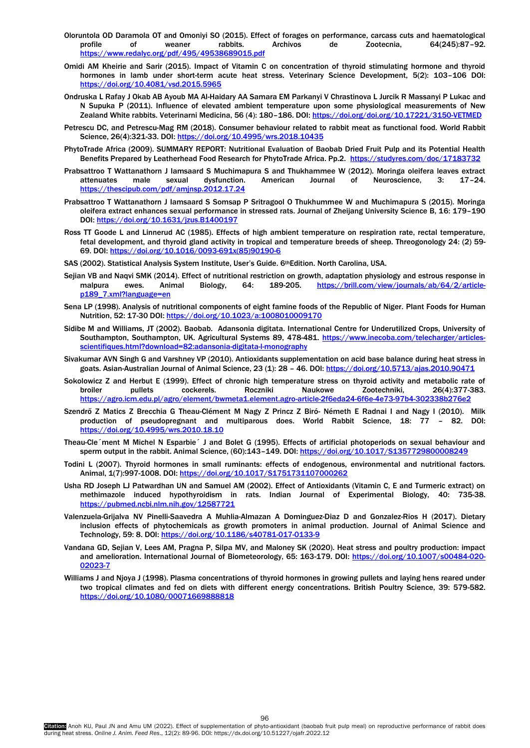Oloruntola OD Daramola OT and Omoniyi SO (2015). Effect of forages on performance, carcass cuts and haematological profile of weaner rabbits. Archivos de Zootecnia, 64(245):87–92. https://www.redalyc.org/pdf/495/49538689015.pdf

Omidi AM Kheirie and Sarir (2015). Impact of Vitamin C on concentration of thyroid stimulating hormone and thyroid hormones in lamb under short-term acute heat stress. Veterinary Science Development, 5(2): 103–106 DOI: https://doi.org/10.4081/vsd.2015.5965

Ondruska L Rafay J Okab AB Ayoub MA Al-Haidary AA Samara EM Parkanyi V Chrastinova L Jurcik R Massanyi P Lukac and N Supuka P (2011). Influence of elevated ambient temperature upon some physiological measurements of New Zealand White rabbits. Veterinarni Medicina, 56 (4): 180–186. DOI: https://doi.org/doi.org/10.17221/3150-VETMED

Petrescu DC, and Petrescu-Mag RM (2018). Consumer behaviour related to rabbit meat as functional food. World Rabbit Science, 26(4):321-33. DOI: https://doi.org/10.4995/wrs.2018.10435

PhytoTrade Africa (2009). SUMMARY REPORT: Nutritional Evaluation of Baobab Dried Fruit Pulp and its Potential Health Benefits Prepared by Leatherhead Food Research for PhytoTrade Africa. Pp.2. https://studyres.com/doc/17183732

Prabsattroo T Wattanathorn J Iamsaard S Muchimapura S and Thukhammee W (2012). Moringa oleifera leaves extract attenuates male sexual dysfunction. American Journal of Neuroscience, 3: 17–24. https://thescipub.com/pdf/amjnsp.2012.17.24

Prabsattroo T Wattanathorn J Iamsaard S Somsap P Sritragool O Thukhummee W and Muchimapura S (2015). Moringa oleifera extract enhances sexual performance in stressed rats. Journal of Zheijang University Science B, 16: 179–190 DOI: https://doi.org/10.1631/jzus.B1400197

Ross TT Goode L and Linnerud AC (1985). Effects of high ambient temperature on respiration rate, rectal temperature, fetal development, and thyroid gland activity in tropical and temperature breeds of sheep. Threogonology 24: (2) 59-69. DOI: https://doi.org/10.1016/0093-691x(85)90190-6

SAS (2002). Statistical Analysis System Institute, User's Guide. 6thEdition. North Carolina, USA.

Sejian VB and Naqvi SMK (2014). Effect of nutritional restriction on growth, adaptation physiology and estrous response in malpura ewes. Animal Biology, 64: 189-205. https://brill.com/view/journals/ab/64/2/article-p189_7.xml?language=en

Sena LP (1998). Analysis of nutritional components of eight famine foods of the Republic of Niger. Plant Foods for Human Nutrition, 52: 17-30 DOI: https://doi.org/10.1023/a:1008010009170

Sidibe M and Williams, JT (2002). Baobab. Adansonia digitata. International Centre for Underutilized Crops, University of Southampton, Southampton, UK. Agricultural Systems 89, 478-481. https://www.inecoba.com/telecharger/articles-scientifiques.html?download=82:adansonia-digitata-l-monography

Sivakumar AVN Singh G and Varshney VP (2010). Antioxidants supplementation on acid base balance during heat stress in goats. Asian-Australian Journal of Animal Science, 23 (1): 28 – 46. DOI: https://doi.org/10.5713/ajas.2010.90471

Sokolowicz Z and Herbut E (1999). Effect of chronic high temperature stress on thyroid activity and metabolic rate of broiler pullets cockerels. Roczniki Naukowe Zootechniki, 26(4):377-383. https://agro.icm.edu.pl/agro/element/bwmeta1.element.agro-article-2f6eda24-6f6e-4e73-97b4-302338b276e2

Szendrő Z Matics Z Brecchia G Theau-Clément M Nagy Z Princz Z Biró- Németh E Radnai I and Nagy I (2010). Milk production of pseudopregnant and multiparous does. World Rabbit Science, 18: 77 – 82. DOI: https://doi.org/10.4995/wrs.2010.18.10

Theau-Cle´ment M Michel N Esparbie´ J and Bolet G (1995). Effects of artificial photoperiods on sexual behaviour and sperm output in the rabbit. Animal Science, (60):143–149. DOI: https://doi.org/10.1017/S1357729800008249

Todini L (2007). Thyroid hormones in small ruminants: effects of endogenous, environmental and nutritional factors. Animal, 1(7):997-1008. DOI: https://doi.org/10.1017/S1751731107000262

Usha RD Joseph LJ Patwardhan UN and Samuel AM (2002). Effect of Antioxidants (Vitamin C, E and Turmeric extract) on methimazole induced hypothyroidism in rats. Indian Journal of Experimental Biology, 40: 735-38. https://pubmed.ncbi.nlm.nih.gov/12587721

Valenzuela-Grijalva NV Pinelli-Saavedra A Muhlia-Almazan A Dominguez-Diaz D and Gonzalez-Rios H (2017). Dietary inclusion effects of phytochemicals as growth promoters in animal production. Journal of Animal Science and Technology, 59: 8. DOI: https://doi.org/10.1186/s40781-017-0133-9

Vandana GD, Sejian V, Lees AM, Pragna P, Silpa MV, and Maloney SK (2020). Heat stress and poultry production: impact and amelioration. International Journal of Biometeorology, 65: 163-179. DOI: https://doi.org/10.1007/s00484-020-02023-7

Williams J and Njoya J (1998). Plasma concentrations of thyroid hormones in growing pullets and laying hens reared under two tropical climates and fed on diets with different energy concentrations. British Poultry Science, 39: 579-582. https://doi.org/10.1080/00071669888818